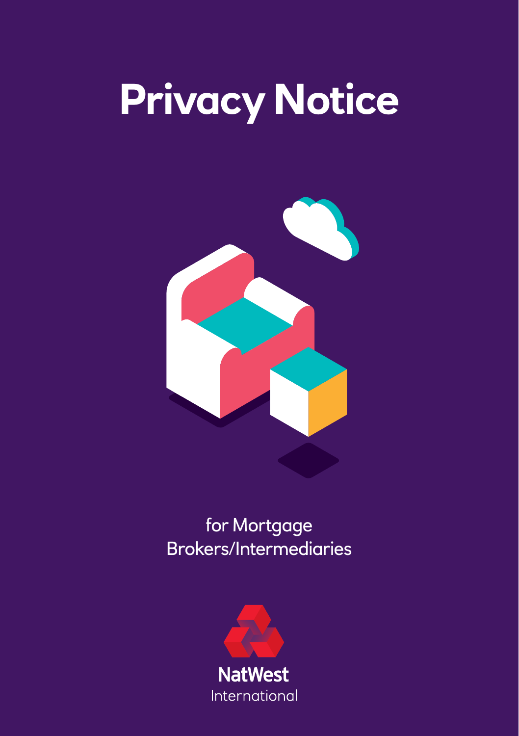# Privacy Notice

for Mortgage Brokers/Intermediaries

NatWest International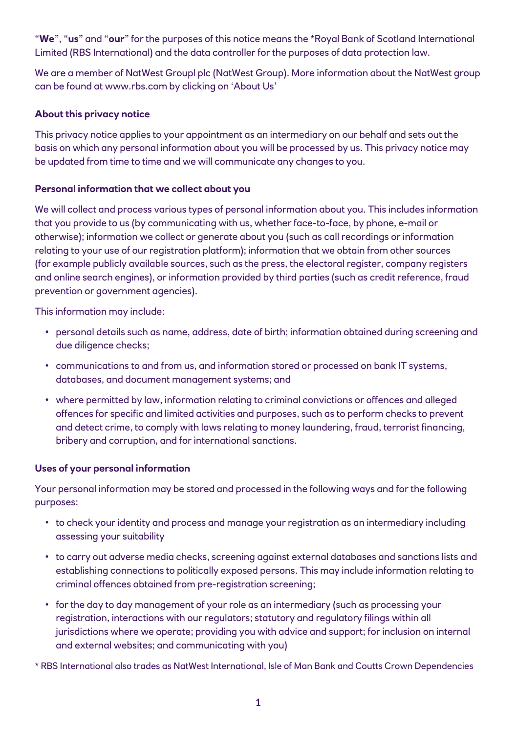"**We**", "**us**" and "**our**" for the purposes of this notice means the *Royal Bank of Scotland International Limited (RBS International) and the data controller for the purposes of data protection law.

We are a member of NatWest Groupl plc (NatWest Group). More information about the NatWest group can be found at www.rbs.com by clicking on 'About Us'

**About this privacy notice**

This privacy notice applies to your appointment as an intermediary on our behalf and sets out the basis on which any personal information about you will be processed by us. This privacy notice may be updated from time to time and we will communicate any changes to you.

**Personal information that we collect about you**

We will collect and process various types of personal information about you. This includes information that you provide to us (by communicating with us, whether face-to-face, by phone, e-mail or otherwise); information we collect or generate about you (such as call recordings or information relating to your use of our registration platform); information that we obtain from other sources (for example publicly available sources, such as the press, the electoral register, company registers and online search engines), or information provided by third parties (such as credit reference, fraud prevention or government agencies).

This information may include:

- personal details such as name, address, date of birth; information obtained during screening and due diligence checks;
- communications to and from us, and information stored or processed on bank IT systems, databases, and document management systems; and
- where permitted by law, information relating to criminal convictions or offences and alleged offences for specific and limited activities and purposes, such as to perform checks to prevent and detect crime, to comply with laws relating to money laundering, fraud, terrorist financing, bribery and corruption, and for international sanctions.

**Uses of your personal information**

Your personal information may be stored and processed in the following ways and for the following purposes:

- to check your identity and process and manage your registration as an intermediary including assessing your suitability
- to carry out adverse media checks, screening against external databases and sanctions lists and establishing connections to politically exposed persons. This may include information relating to criminal offences obtained from pre-registration screening;
- for the day to day management of your role as an intermediary (such as processing your registration, interactions with our regulators; statutory and regulatory filings within all jurisdictions where we operate; providing you with advice and support; for inclusion on internal and external websites; and communicating with you)

* RBS International also trades as NatWest International, Isle of Man Bank and Coutts Crown Dependencies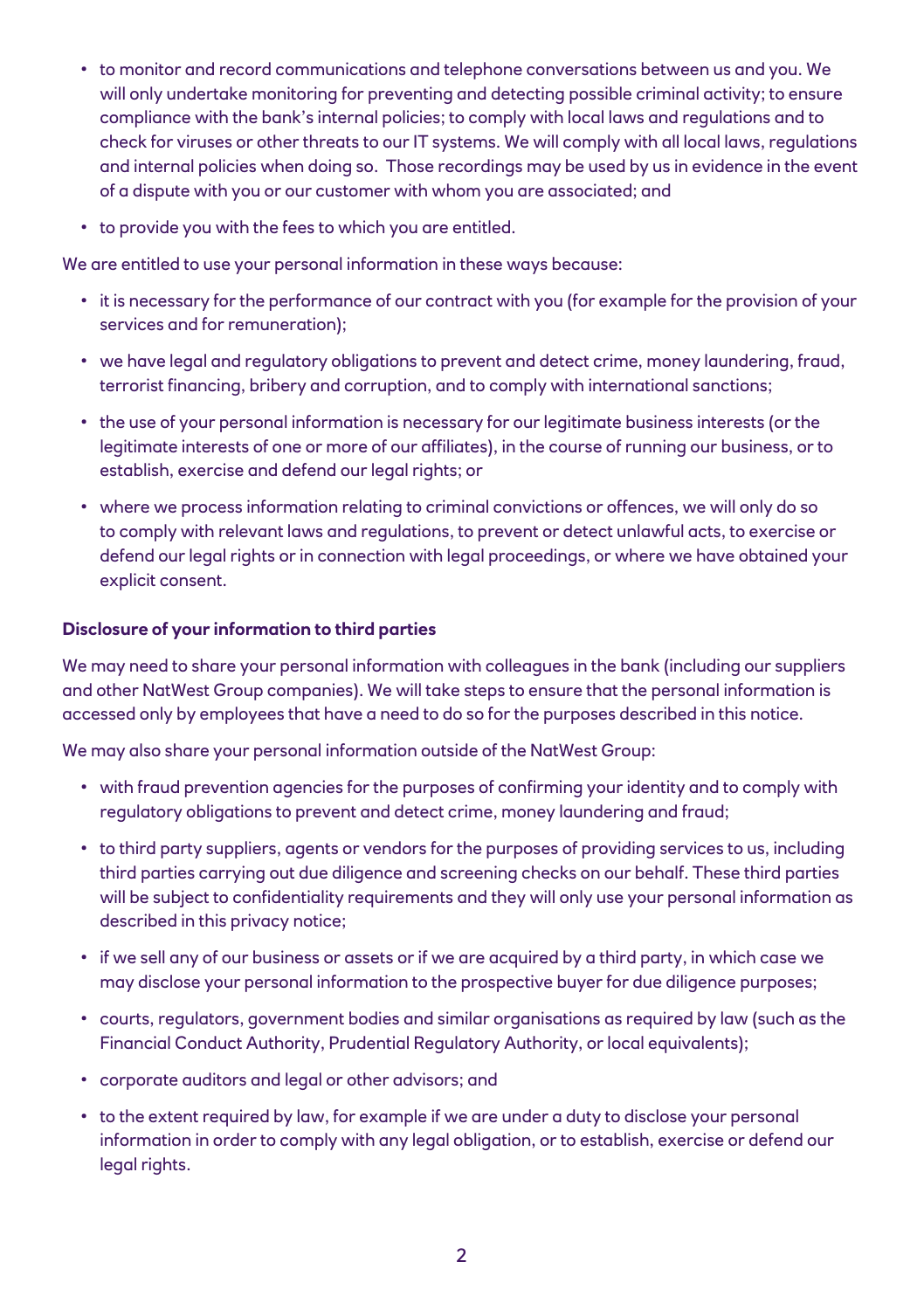- to monitor and record communications and telephone conversations between us and you. We will only undertake monitoring for preventing and detecting possible criminal activity; to ensure compliance with the bank's internal policies; to comply with local laws and regulations and to check for viruses or other threats to our IT systems. We will comply with all local laws, regulations and internal policies when doing so. Those recordings may be used by us in evidence in the event of a dispute with you or our customer with whom you are associated; and
- to provide you with the fees to which you are entitled.

We are entitled to use your personal information in these ways because:

- it is necessary for the performance of our contract with you (for example for the provision of your services and for remuneration);
- we have legal and regulatory obligations to prevent and detect crime, money laundering, fraud, terrorist financing, bribery and corruption, and to comply with international sanctions;
- the use of your personal information is necessary for our legitimate business interests (or the legitimate interests of one or more of our affiliates), in the course of running our business, or to establish, exercise and defend our legal rights; or
- where we process information relating to criminal convictions or offences, we will only do so to comply with relevant laws and regulations, to prevent or detect unlawful acts, to exercise or defend our legal rights or in connection with legal proceedings, or where we have obtained your explicit consent.

**Disclosure of your information to third parties**

We may need to share your personal information with colleagues in the bank (including our suppliers and other NatWest Group companies). We will take steps to ensure that the personal information is accessed only by employees that have a need to do so for the purposes described in this notice.

We may also share your personal information outside of the NatWest Group:

- with fraud prevention agencies for the purposes of confirming your identity and to comply with regulatory obligations to prevent and detect crime, money laundering and fraud;
- to third party suppliers, agents or vendors for the purposes of providing services to us, including third parties carrying out due diligence and screening checks on our behalf. These third parties will be subject to confidentiality requirements and they will only use your personal information as described in this privacy notice;
- if we sell any of our business or assets or if we are acquired by a third party, in which case we may disclose your personal information to the prospective buyer for due diligence purposes;
- courts, regulators, government bodies and similar organisations as required by law (such as the Financial Conduct Authority, Prudential Regulatory Authority, or local equivalents);
- corporate auditors and legal or other advisors; and
- to the extent required by law, for example if we are under a duty to disclose your personal information in order to comply with any legal obligation, or to establish, exercise or defend our legal rights.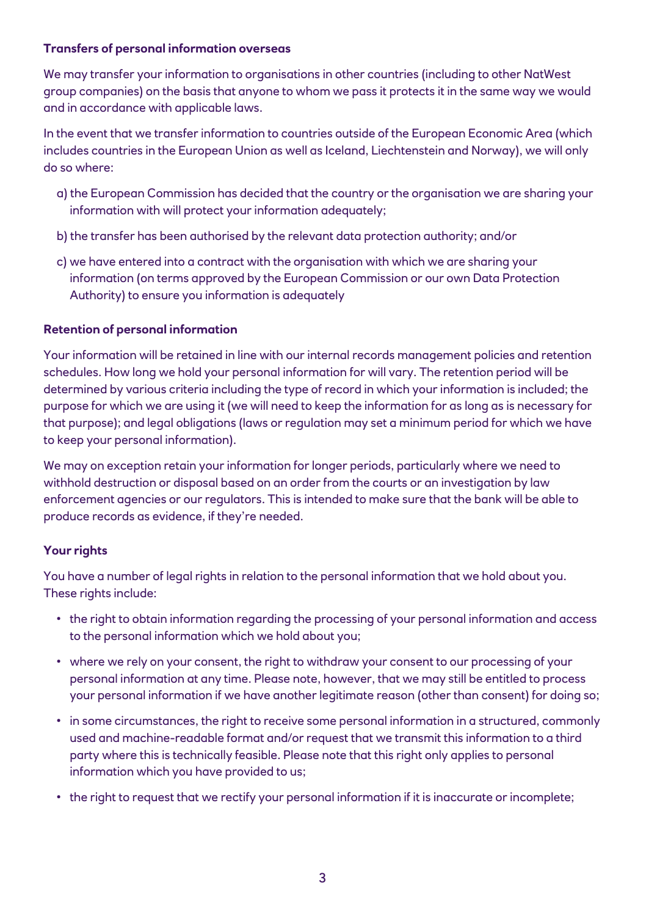### Transfers of personal information overseas

We may transfer your information to organisations in other countries (including to other NatWest group companies) on the basis that anyone to whom we pass it protects it in the same way we would and in accordance with applicable laws.

In the event that we transfer information to countries outside of the European Economic Area (which includes countries in the European Union as well as Iceland, Liechtenstein and Norway), we will only do so where:

a) the European Commission has decided that the country or the organisation we are sharing your information with will protect your information adequately;

b) the transfer has been authorised by the relevant data protection authority; and/or

c) we have entered into a contract with the organisation with which we are sharing your information (on terms approved by the European Commission or our own Data Protection Authority) to ensure you information is adequately

### Retention of personal information

Your information will be retained in line with our internal records management policies and retention schedules. How long we hold your personal information for will vary. The retention period will be determined by various criteria including the type of record in which your information is included; the purpose for which we are using it (we will need to keep the information for as long as is necessary for that purpose); and legal obligations (laws or regulation may set a minimum period for which we have to keep your personal information).

We may on exception retain your information for longer periods, particularly where we need to withhold destruction or disposal based on an order from the courts or an investigation by law enforcement agencies or our regulators. This is intended to make sure that the bank will be able to produce records as evidence, if they're needed.

### Your rights

You have a number of legal rights in relation to the personal information that we hold about you. These rights include:

- the right to obtain information regarding the processing of your personal information and access to the personal information which we hold about you;
- where we rely on your consent, the right to withdraw your consent to our processing of your personal information at any time. Please note, however, that we may still be entitled to process your personal information if we have another legitimate reason (other than consent) for doing so;
- in some circumstances, the right to receive some personal information in a structured, commonly used and machine-readable format and/or request that we transmit this information to a third party where this is technically feasible. Please note that this right only applies to personal information which you have provided to us;
- the right to request that we rectify your personal information if it is inaccurate or incomplete;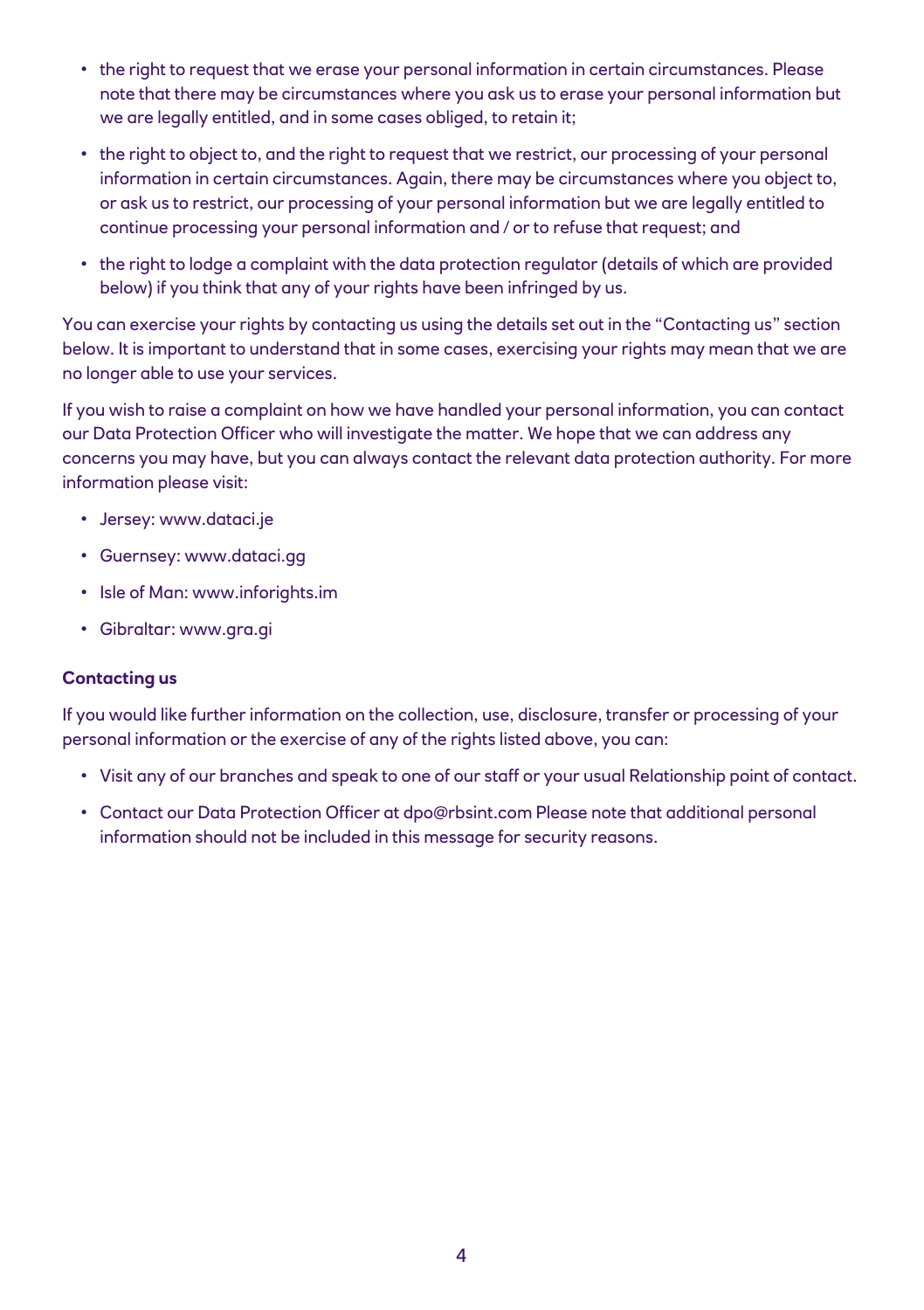- the right to request that we erase your personal information in certain circumstances. Please note that there may be circumstances where you ask us to erase your personal information but we are legally entitled, and in some cases obliged, to retain it;
- the right to object to, and the right to request that we restrict, our processing of your personal information in certain circumstances. Again, there may be circumstances where you object to, or ask us to restrict, our processing of your personal information but we are legally entitled to continue processing your personal information and / or to refuse that request; and
- the right to lodge a complaint with the data protection regulator (details of which are provided below) if you think that any of your rights have been infringed by us.

You can exercise your rights by contacting us using the details set out in the "Contacting us" section below. It is important to understand that in some cases, exercising your rights may mean that we are no longer able to use your services.

If you wish to raise a complaint on how we have handled your personal information, you can contact our Data Protection Officer who will investigate the matter. We hope that we can address any concerns you may have, but you can always contact the relevant data protection authority. For more information please visit:

- Jersey: www.dataci.je
- Guernsey: www.dataci.gg
- Isle of Man: www.inforights.im
- Gibraltar: www.gra.gi

**Contacting us**

If you would like further information on the collection, use, disclosure, transfer or processing of your personal information or the exercise of any of the rights listed above, you can:

- Visit any of our branches and speak to one of our staff or your usual Relationship point of contact.
- Contact our Data Protection Officer at dpo@rbsint.com Please note that additional personal information should not be included in this message for security reasons.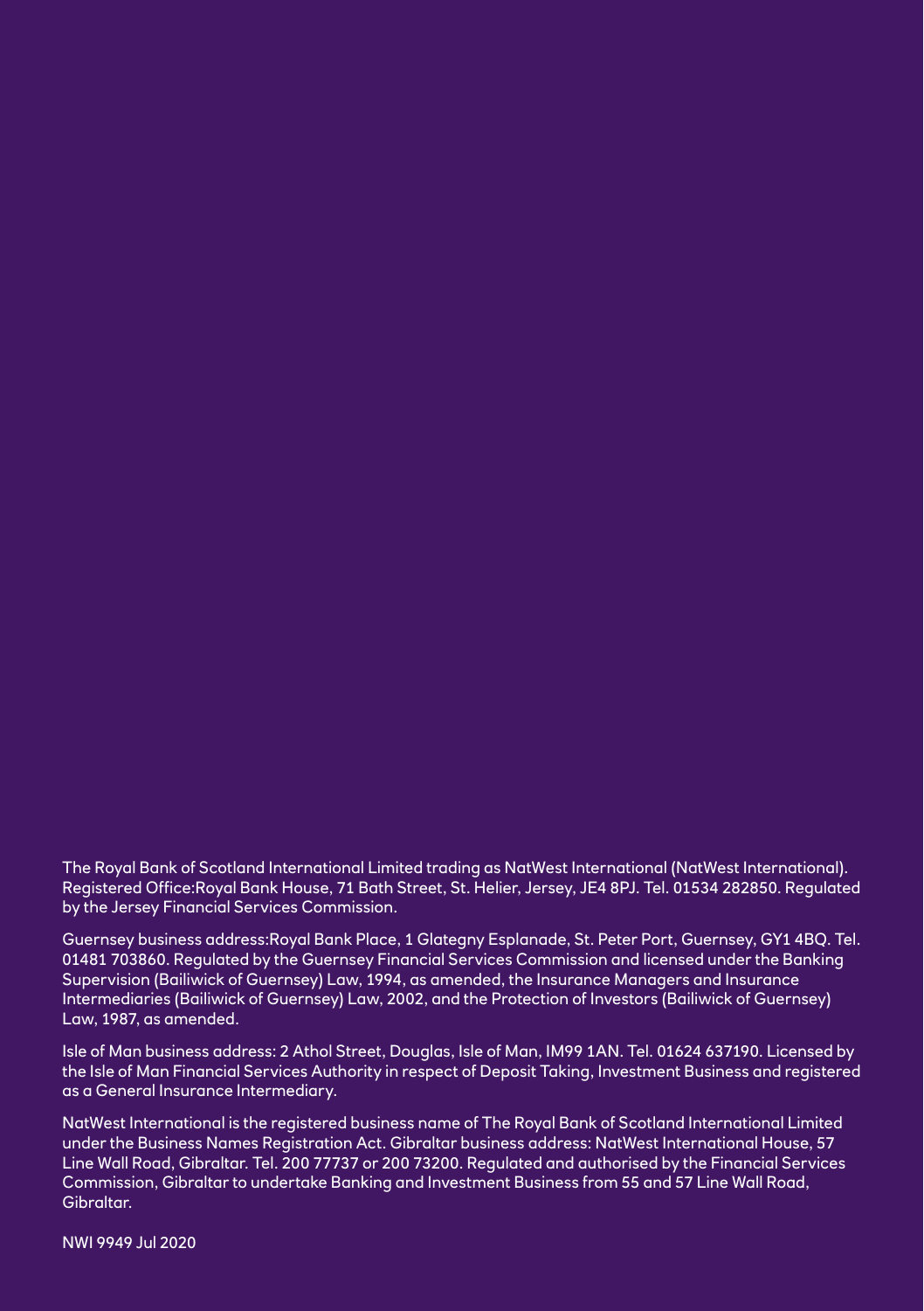The Royal Bank of Scotland International Limited trading as NatWest International (NatWest International). Registered Office:Royal Bank House, 71 Bath Street, St. Helier, Jersey, JE4 8PJ. Tel. 01534 282850. Regulated by the Jersey Financial Services Commission.

Guernsey business address:Royal Bank Place, 1 Glategny Esplanade, St. Peter Port, Guernsey, GY1 4BQ. Tel. 01481 703860. Regulated by the Guernsey Financial Services Commission and licensed under the Banking Supervision (Bailiwick of Guernsey) Law, 1994, as amended, the Insurance Managers and Insurance Intermediaries (Bailiwick of Guernsey) Law, 2002, and the Protection of Investors (Bailiwick of Guernsey) Law, 1987, as amended.

Isle of Man business address: 2 Athol Street, Douglas, Isle of Man, IM99 1AN. Tel. 01624 637190. Licensed by the Isle of Man Financial Services Authority in respect of Deposit Taking, Investment Business and registered as a General Insurance Intermediary.

NatWest International is the registered business name of The Royal Bank of Scotland International Limited under the Business Names Registration Act. Gibraltar business address: NatWest International House, 57 Line Wall Road, Gibraltar. Tel. 200 77737 or 200 73200. Regulated and authorised by the Financial Services Commission, Gibraltar to undertake Banking and Investment Business from 55 and 57 Line Wall Road, Gibraltar.

NWI 9949 Jul 2020